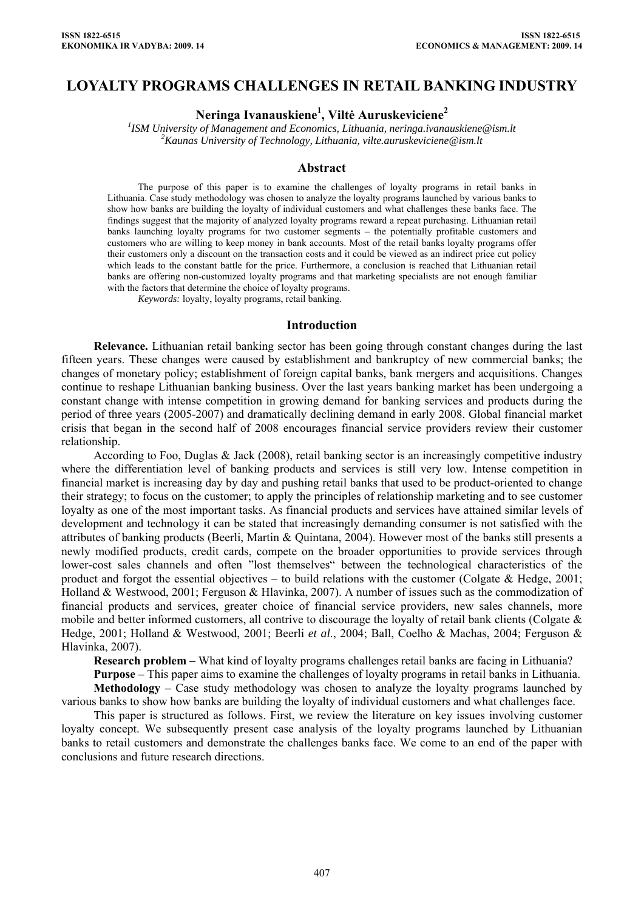# LOYALTY PROGRAMS CHALLENGES IN RETAIL BANKING INDUSTRY

**Neringa Ivanauskiene[1], Viltė Auruskeviciene[2]**

*[1]ISM University of Management and Economics, Lithuania, neringa.ivanauskiene@ism.lt*
*[2]Kaunas University of Technology, Lithuania, vilte.auruskeviciene@ism.lt*

## Abstract

The purpose of this paper is to examine the challenges of loyalty programs in retail banks in Lithuania. Case study methodology was chosen to analyze the loyalty programs launched by various banks to show how banks are building the loyalty of individual customers and what challenges these banks face. The findings suggest that the majority of analyzed loyalty programs reward a repeat purchasing. Lithuanian retail banks launching loyalty programs for two customer segments – the potentially profitable customers and customers who are willing to keep money in bank accounts. Most of the retail banks loyalty programs offer their customers only a discount on the transaction costs and it could be viewed as an indirect price cut policy which leads to the constant battle for the price. Furthermore, a conclusion is reached that Lithuanian retail banks are offering non-customized loyalty programs and that marketing specialists are not enough familiar with the factors that determine the choice of loyalty programs.

*Keywords:* loyalty, loyalty programs, retail banking.

## Introduction

**Relevance.** Lithuanian retail banking sector has been going through constant changes during the last fifteen years. These changes were caused by establishment and bankruptcy of new commercial banks; the changes of monetary policy; establishment of foreign capital banks, bank mergers and acquisitions. Changes continue to reshape Lithuanian banking business. Over the last years banking market has been undergoing a constant change with intense competition in growing demand for banking services and products during the period of three years (2005-2007) and dramatically declining demand in early 2008. Global financial market crisis that began in the second half of 2008 encourages financial service providers review their customer relationship.

According to Foo, Duglas & Jack (2008), retail banking sector is an increasingly competitive industry where the differentiation level of banking products and services is still very low. Intense competition in financial market is increasing day by day and pushing retail banks that used to be product-oriented to change their strategy; to focus on the customer; to apply the principles of relationship marketing and to see customer loyalty as one of the most important tasks. As financial products and services have attained similar levels of development and technology it can be stated that increasingly demanding consumer is not satisfied with the attributes of banking products (Beerli, Martin & Quintana, 2004). However most of the banks still presents a newly modified products, credit cards, compete on the broader opportunities to provide services through lower-cost sales channels and often "lost themselves" between the technological characteristics of the product and forgot the essential objectives – to build relations with the customer (Colgate & Hedge, 2001; Holland & Westwood, 2001; Ferguson & Hlavinka, 2007). A number of issues such as the commodization of financial products and services, greater choice of financial service providers, new sales channels, more mobile and better informed customers, all contrive to discourage the loyalty of retail bank clients (Colgate & Hedge, 2001; Holland & Westwood, 2001; Beerli *et al*., 2004; Ball, Coelho & Machas, 2004; Ferguson & Hlavinka, 2007).

**Research problem –** What kind of loyalty programs challenges retail banks are facing in Lithuania?

**Purpose –** This paper aims to examine the challenges of loyalty programs in retail banks in Lithuania.

**Methodology –** Case study methodology was chosen to analyze the loyalty programs launched by various banks to show how banks are building the loyalty of individual customers and what challenges face.

This paper is structured as follows. First, we review the literature on key issues involving customer loyalty concept. We subsequently present case analysis of the loyalty programs launched by Lithuanian banks to retail customers and demonstrate the challenges banks face. We come to an end of the paper with conclusions and future research directions.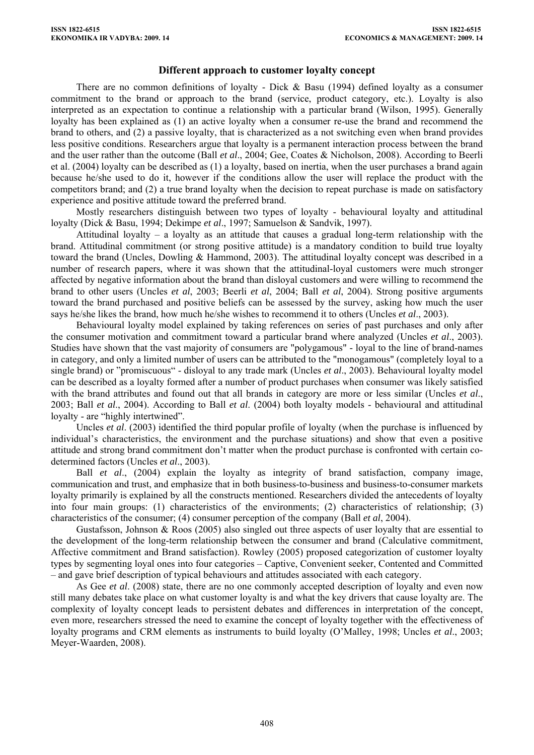## Different approach to customer loyalty concept

There are no common definitions of loyalty - Dick & Basu (1994) defined loyalty as a consumer commitment to the brand or approach to the brand (service, product category, etc.). Loyalty is also interpreted as an expectation to continue a relationship with a particular brand (Wilson, 1995). Generally loyalty has been explained as (1) an active loyalty when a consumer re-use the brand and recommend the brand to others, and (2) a passive loyalty, that is characterized as a not switching even when brand provides less positive conditions. Researchers argue that loyalty is a permanent interaction process between the brand and the user rather than the outcome (Ball *et al*., 2004; Gee, Coates & Nicholson, 2008). According to Beerli et al. (2004) loyalty can be described as (1) a loyalty, based on inertia, when the user purchases a brand again because he/she used to do it, however if the conditions allow the user will replace the product with the competitors brand; and (2) a true brand loyalty when the decision to repeat purchase is made on satisfactory experience and positive attitude toward the preferred brand.

Mostly researchers distinguish between two types of loyalty - behavioural loyalty and attitudinal loyalty (Dick & Basu, 1994; Dekimpe *et al*., 1997; Samuelson & Sandvik, 1997).

Attitudinal loyalty – a loyalty as an attitude that causes a gradual long-term relationship with the brand. Attitudinal commitment (or strong positive attitude) is a mandatory condition to build true loyalty toward the brand (Uncles, Dowling & Hammond, 2003). The attitudinal loyalty concept was described in a number of research papers, where it was shown that the attitudinal-loyal customers were much stronger affected by negative information about the brand than disloyal customers and were willing to recommend the brand to other users (Uncles *et al*, 2003; Beerli *et al*, 2004; Ball *et al*, 2004). Strong positive arguments toward the brand purchased and positive beliefs can be assessed by the survey, asking how much the user says he/she likes the brand, how much he/she wishes to recommend it to others (Uncles *et al*., 2003).

Behavioural loyalty model explained by taking references on series of past purchases and only after the consumer motivation and commitment toward a particular brand where analyzed (Uncles *et al*., 2003). Studies have shown that the vast majority of consumers are "polygamous" - loyal to the line of brand-names in category, and only a limited number of users can be attributed to the "monogamous" (completely loyal to a single brand) or "promiscuous" - disloyal to any trade mark (Uncles *et al*., 2003). Behavioural loyalty model can be described as a loyalty formed after a number of product purchases when consumer was likely satisfied with the brand attributes and found out that all brands in category are more or less similar (Uncles *et al*., 2003; Ball *et al*., 2004). According to Ball *et al*. (2004) both loyalty models - behavioural and attitudinal loyalty - are "highly intertwined".

Uncles *et al*. (2003) identified the third popular profile of loyalty (when the purchase is influenced by individual's characteristics, the environment and the purchase situations) and show that even a positive attitude and strong brand commitment don't matter when the product purchase is confronted with certain co-determined factors (Uncles *et al*., 2003).

Ball *et al*., (2004) explain the loyalty as integrity of brand satisfaction, company image, communication and trust, and emphasize that in both business-to-business and business-to-consumer markets loyalty primarily is explained by all the constructs mentioned. Researchers divided the antecedents of loyalty into four main groups: (1) characteristics of the environments; (2) characteristics of relationship; (3) characteristics of the consumer; (4) consumer perception of the company (Ball *et al*, 2004).

Gustafsson, Johnson & Roos (2005) also singled out three aspects of user loyalty that are essential to the development of the long-term relationship between the consumer and brand (Calculative commitment, Affective commitment and Brand satisfaction). Rowley (2005) proposed categorization of customer loyalty types by segmenting loyal ones into four categories – Captive, Convenient seeker, Contented and Committed – and gave brief description of typical behaviours and attitudes associated with each category.

As Gee *et al*. (2008) state, there are no one commonly accepted description of loyalty and even now still many debates take place on what customer loyalty is and what the key drivers that cause loyalty are. The complexity of loyalty concept leads to persistent debates and differences in interpretation of the concept, even more, researchers stressed the need to examine the concept of loyalty together with the effectiveness of loyalty programs and CRM elements as instruments to build loyalty (O'Malley, 1998; Uncles *et al*., 2003; Meyer-Waarden, 2008).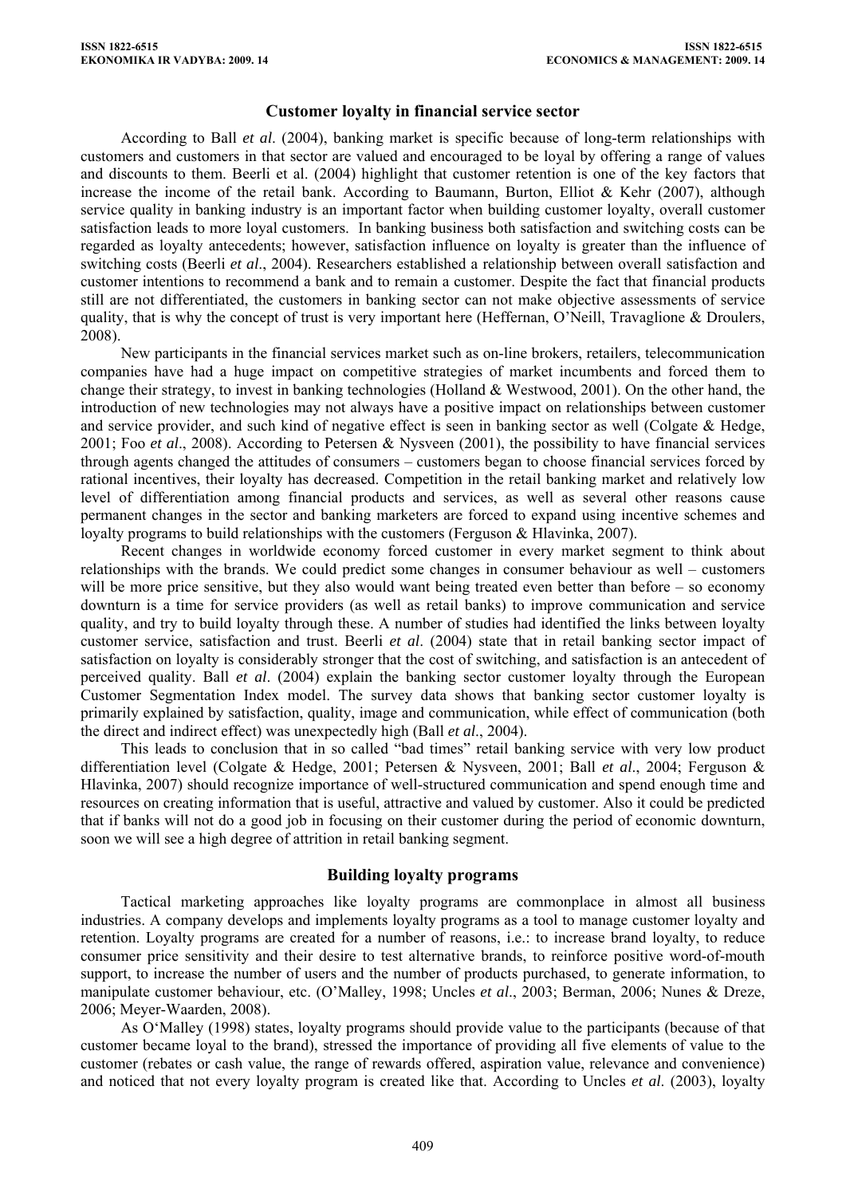## Customer loyalty in financial service sector

According to Ball *et al*. (2004), banking market is specific because of long-term relationships with customers and customers in that sector are valued and encouraged to be loyal by offering a range of values and discounts to them. Beerli et al. (2004) highlight that customer retention is one of the key factors that increase the income of the retail bank. According to Baumann, Burton, Elliot & Kehr (2007), although service quality in banking industry is an important factor when building customer loyalty, overall customer satisfaction leads to more loyal customers. In banking business both satisfaction and switching costs can be regarded as loyalty antecedents; however, satisfaction influence on loyalty is greater than the influence of switching costs (Beerli *et al*., 2004). Researchers established a relationship between overall satisfaction and customer intentions to recommend a bank and to remain a customer. Despite the fact that financial products still are not differentiated, the customers in banking sector can not make objective assessments of service quality, that is why the concept of trust is very important here (Heffernan, O'Neill, Travaglione & Droulers, 2008).

New participants in the financial services market such as on-line brokers, retailers, telecommunication companies have had a huge impact on competitive strategies of market incumbents and forced them to change their strategy, to invest in banking technologies (Holland & Westwood, 2001). On the other hand, the introduction of new technologies may not always have a positive impact on relationships between customer and service provider, and such kind of negative effect is seen in banking sector as well (Colgate & Hedge, 2001; Foo *et al*., 2008). According to Petersen & Nysveen (2001), the possibility to have financial services through agents changed the attitudes of consumers – customers began to choose financial services forced by rational incentives, their loyalty has decreased. Competition in the retail banking market and relatively low level of differentiation among financial products and services, as well as several other reasons cause permanent changes in the sector and banking marketers are forced to expand using incentive schemes and loyalty programs to build relationships with the customers (Ferguson & Hlavinka, 2007).

Recent changes in worldwide economy forced customer in every market segment to think about relationships with the brands. We could predict some changes in consumer behaviour as well – customers will be more price sensitive, but they also would want being treated even better than before – so economy downturn is a time for service providers (as well as retail banks) to improve communication and service quality, and try to build loyalty through these. A number of studies had identified the links between loyalty customer service, satisfaction and trust. Beerli *et al*. (2004) state that in retail banking sector impact of satisfaction on loyalty is considerably stronger that the cost of switching, and satisfaction is an antecedent of perceived quality. Ball *et al*. (2004) explain the banking sector customer loyalty through the European Customer Segmentation Index model. The survey data shows that banking sector customer loyalty is primarily explained by satisfaction, quality, image and communication, while effect of communication (both the direct and indirect effect) was unexpectedly high (Ball *et al*., 2004).

This leads to conclusion that in so called "bad times" retail banking service with very low product differentiation level (Colgate & Hedge, 2001; Petersen & Nysveen, 2001; Ball *et al*., 2004; Ferguson & Hlavinka, 2007) should recognize importance of well-structured communication and spend enough time and resources on creating information that is useful, attractive and valued by customer. Also it could be predicted that if banks will not do a good job in focusing on their customer during the period of economic downturn, soon we will see a high degree of attrition in retail banking segment.

## Building loyalty programs

Tactical marketing approaches like loyalty programs are commonplace in almost all business industries. A company develops and implements loyalty programs as a tool to manage customer loyalty and retention. Loyalty programs are created for a number of reasons, i.e.: to increase brand loyalty, to reduce consumer price sensitivity and their desire to test alternative brands, to reinforce positive word-of-mouth support, to increase the number of users and the number of products purchased, to generate information, to manipulate customer behaviour, etc. (O'Malley, 1998; Uncles *et al*., 2003; Berman, 2006; Nunes & Dreze, 2006; Meyer-Waarden, 2008).

As O'Malley (1998) states, loyalty programs should provide value to the participants (because of that customer became loyal to the brand), stressed the importance of providing all five elements of value to the customer (rebates or cash value, the range of rewards offered, aspiration value, relevance and convenience) and noticed that not every loyalty program is created like that. According to Uncles *et al*. (2003), loyalty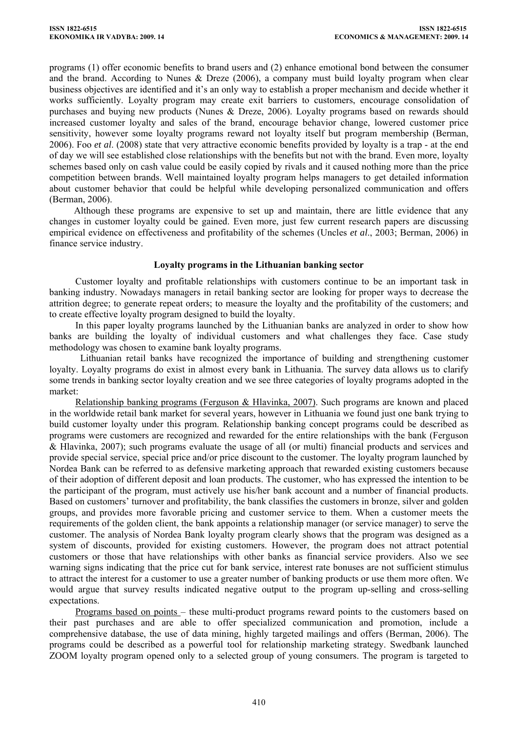programs (1) offer economic benefits to brand users and (2) enhance emotional bond between the consumer and the brand. According to Nunes & Dreze (2006), a company must build loyalty program when clear business objectives are identified and it's an only way to establish a proper mechanism and decide whether it works sufficiently. Loyalty program may create exit barriers to customers, encourage consolidation of purchases and buying new products (Nunes & Dreze, 2006). Loyalty programs based on rewards should increased customer loyalty and sales of the brand, encourage behavior change, lowered customer price sensitivity, however some loyalty programs reward not loyalty itself but program membership (Berman, 2006). Foo *et al.* (2008) state that very attractive economic benefits provided by loyalty is a trap - at the end of day we will see established close relationships with the benefits but not with the brand. Even more, loyalty schemes based only on cash value could be easily copied by rivals and it caused nothing more than the price competition between brands. Well maintained loyalty program helps managers to get detailed information about customer behavior that could be helpful while developing personalized communication and offers (Berman, 2006).

Although these programs are expensive to set up and maintain, there are little evidence that any changes in customer loyalty could be gained. Even more, just few current research papers are discussing empirical evidence on effectiveness and profitability of the schemes (Uncles *et al.*, 2003; Berman, 2006) in finance service industry.

## Loyalty programs in the Lithuanian banking sector

Customer loyalty and profitable relationships with customers continue to be an important task in banking industry. Nowadays managers in retail banking sector are looking for proper ways to decrease the attrition degree; to generate repeat orders; to measure the loyalty and the profitability of the customers; and to create effective loyalty program designed to build the loyalty.

In this paper loyalty programs launched by the Lithuanian banks are analyzed in order to show how banks are building the loyalty of individual customers and what challenges they face. Case study methodology was chosen to examine bank loyalty programs.

Lithuanian retail banks have recognized the importance of building and strengthening customer loyalty. Loyalty programs do exist in almost every bank in Lithuania. The survey data allows us to clarify some trends in banking sector loyalty creation and we see three categories of loyalty programs adopted in the market:

Relationship banking programs (Ferguson & Hlavinka, 2007). Such programs are known and placed in the worldwide retail bank market for several years, however in Lithuania we found just one bank trying to build customer loyalty under this program. Relationship banking concept programs could be described as programs were customers are recognized and rewarded for the entire relationships with the bank (Ferguson & Hlavinka, 2007); such programs evaluate the usage of all (or multi) financial products and services and provide special service, special price and/or price discount to the customer. The loyalty program launched by Nordea Bank can be referred to as defensive marketing approach that rewarded existing customers because of their adoption of different deposit and loan products. The customer, who has expressed the intention to be the participant of the program, must actively use his/her bank account and a number of financial products. Based on customers' turnover and profitability, the bank classifies the customers in bronze, silver and golden groups, and provides more favorable pricing and customer service to them. When a customer meets the requirements of the golden client, the bank appoints a relationship manager (or service manager) to serve the customer. The analysis of Nordea Bank loyalty program clearly shows that the program was designed as a system of discounts, provided for existing customers. However, the program does not attract potential customers or those that have relationships with other banks as financial service providers. Also we see warning signs indicating that the price cut for bank service, interest rate bonuses are not sufficient stimulus to attract the interest for a customer to use a greater number of banking products or use them more often. We would argue that survey results indicated negative output to the program up-selling and cross-selling expectations.

Programs based on points – these multi-product programs reward points to the customers based on their past purchases and are able to offer specialized communication and promotion, include a comprehensive database, the use of data mining, highly targeted mailings and offers (Berman, 2006). The programs could be described as a powerful tool for relationship marketing strategy. Swedbank launched ZOOM loyalty program opened only to a selected group of young consumers. The program is targeted to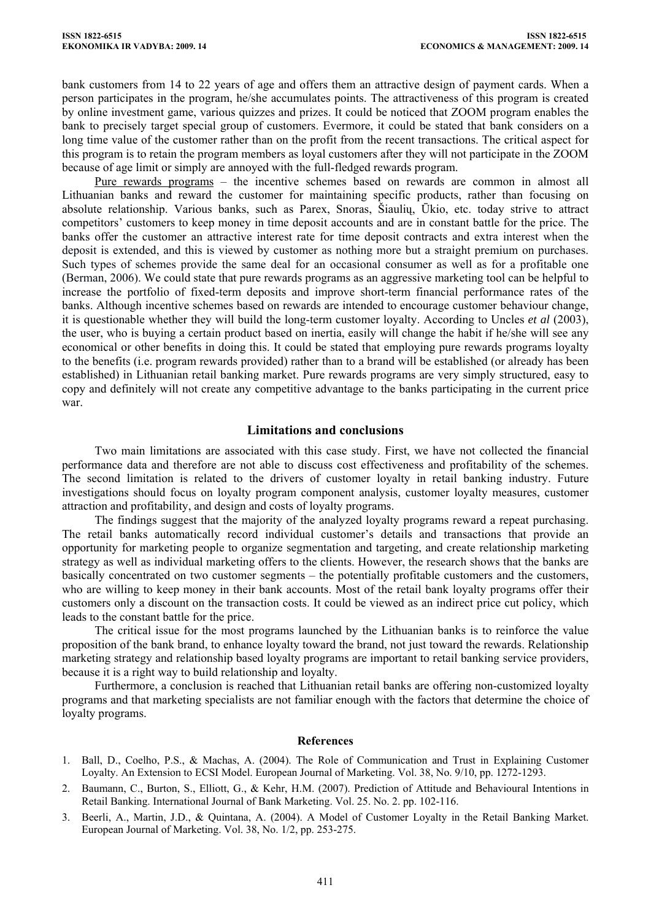bank customers from 14 to 22 years of age and offers them an attractive design of payment cards. When a person participates in the program, he/she accumulates points. The attractiveness of this program is created by online investment game, various quizzes and prizes. It could be noticed that ZOOM program enables the bank to precisely target special group of customers. Evermore, it could be stated that bank considers on a long time value of the customer rather than on the profit from the recent transactions. The critical aspect for this program is to retain the program members as loyal customers after they will not participate in the ZOOM because of age limit or simply are annoyed with the full-fledged rewards program.

Pure rewards programs – the incentive schemes based on rewards are common in almost all Lithuanian banks and reward the customer for maintaining specific products, rather than focusing on absolute relationship. Various banks, such as Parex, Snoras, Šiaulių, Ūkio, etc. today strive to attract competitors' customers to keep money in time deposit accounts and are in constant battle for the price. The banks offer the customer an attractive interest rate for time deposit contracts and extra interest when the deposit is extended, and this is viewed by customer as nothing more but a straight premium on purchases. Such types of schemes provide the same deal for an occasional consumer as well as for a profitable one (Berman, 2006). We could state that pure rewards programs as an aggressive marketing tool can be helpful to increase the portfolio of fixed-term deposits and improve short-term financial performance rates of the banks. Although incentive schemes based on rewards are intended to encourage customer behaviour change, it is questionable whether they will build the long-term customer loyalty. According to Uncles *et al* (2003), the user, who is buying a certain product based on inertia, easily will change the habit if he/she will see any economical or other benefits in doing this. It could be stated that employing pure rewards programs loyalty to the benefits (i.e. program rewards provided) rather than to a brand will be established (or already has been established) in Lithuanian retail banking market. Pure rewards programs are very simply structured, easy to copy and definitely will not create any competitive advantage to the banks participating in the current price war.

## Limitations and conclusions

Two main limitations are associated with this case study. First, we have not collected the financial performance data and therefore are not able to discuss cost effectiveness and profitability of the schemes. The second limitation is related to the drivers of customer loyalty in retail banking industry. Future investigations should focus on loyalty program component analysis, customer loyalty measures, customer attraction and profitability, and design and costs of loyalty programs.

The findings suggest that the majority of the analyzed loyalty programs reward a repeat purchasing. The retail banks automatically record individual customer's details and transactions that provide an opportunity for marketing people to organize segmentation and targeting, and create relationship marketing strategy as well as individual marketing offers to the clients. However, the research shows that the banks are basically concentrated on two customer segments – the potentially profitable customers and the customers, who are willing to keep money in their bank accounts. Most of the retail bank loyalty programs offer their customers only a discount on the transaction costs. It could be viewed as an indirect price cut policy, which leads to the constant battle for the price.

The critical issue for the most programs launched by the Lithuanian banks is to reinforce the value proposition of the bank brand, to enhance loyalty toward the brand, not just toward the rewards. Relationship marketing strategy and relationship based loyalty programs are important to retail banking service providers, because it is a right way to build relationship and loyalty.

Furthermore, a conclusion is reached that Lithuanian retail banks are offering non-customized loyalty programs and that marketing specialists are not familiar enough with the factors that determine the choice of loyalty programs.

### References

1. Ball, D., Coelho, P.S., & Machas, A. (2004). The Role of Communication and Trust in Explaining Customer Loyalty. An Extension to ECSI Model. European Journal of Marketing. Vol. 38, No. 9/10, pp. 1272-1293.
2. Baumann, C., Burton, S., Elliott, G., & Kehr, H.M. (2007). Prediction of Attitude and Behavioural Intentions in Retail Banking. International Journal of Bank Marketing. Vol. 25. No. 2. pp. 102-116.
3. Beerli, A., Martin, J.D., & Quintana, A. (2004). A Model of Customer Loyalty in the Retail Banking Market. European Journal of Marketing. Vol. 38, No. 1/2, pp. 253-275.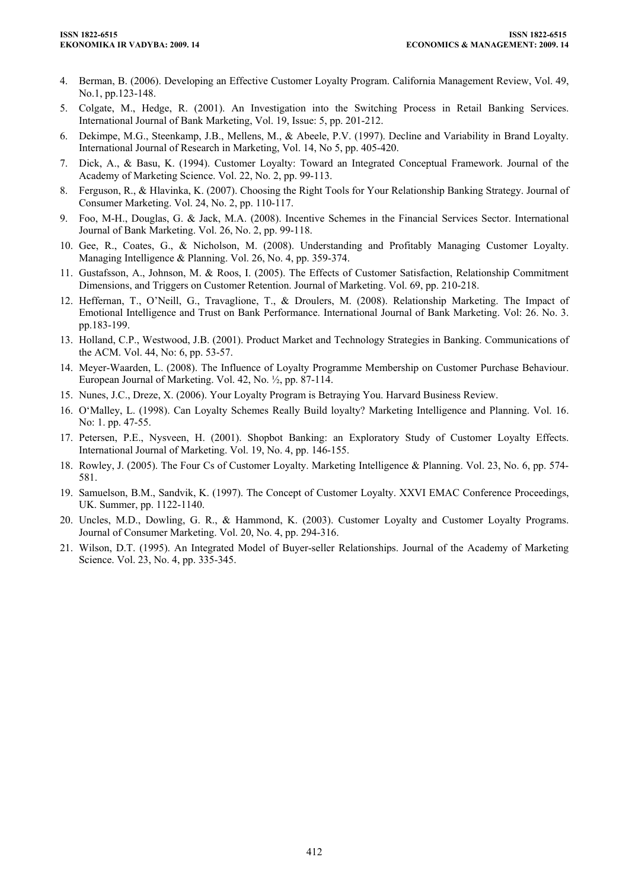4. Berman, B. (2006). Developing an Effective Customer Loyalty Program. California Management Review, Vol. 49, No.1, pp.123-148.
5. Colgate, M., Hedge, R. (2001). An Investigation into the Switching Process in Retail Banking Services. International Journal of Bank Marketing, Vol. 19, Issue: 5, pp. 201-212.
6. Dekimpe, M.G., Steenkamp, J.B., Mellens, M., & Abeele, P.V. (1997). Decline and Variability in Brand Loyalty. International Journal of Research in Marketing, Vol. 14, No 5, pp. 405-420.
7. Dick, A., & Basu, K. (1994). Customer Loyalty: Toward an Integrated Conceptual Framework. Journal of the Academy of Marketing Science. Vol. 22, No. 2, pp. 99-113.
8. Ferguson, R., & Hlavinka, K. (2007). Choosing the Right Tools for Your Relationship Banking Strategy. Journal of Consumer Marketing. Vol. 24, No. 2, pp. 110-117.
9. Foo, M-H., Douglas, G. & Jack, M.A. (2008). Incentive Schemes in the Financial Services Sector. International Journal of Bank Marketing. Vol. 26, No. 2, pp. 99-118.
10. Gee, R., Coates, G., & Nicholson, M. (2008). Understanding and Profitably Managing Customer Loyalty. Managing Intelligence & Planning. Vol. 26, No. 4, pp. 359-374.
11. Gustafsson, A., Johnson, M. & Roos, I. (2005). The Effects of Customer Satisfaction, Relationship Commitment Dimensions, and Triggers on Customer Retention. Journal of Marketing. Vol. 69, pp. 210-218.
12. Heffernan, T., O'Neill, G., Travaglione, T., & Droulers, M. (2008). Relationship Marketing. The Impact of Emotional Intelligence and Trust on Bank Performance. International Journal of Bank Marketing. Vol: 26. No. 3. pp.183-199.
13. Holland, C.P., Westwood, J.B. (2001). Product Market and Technology Strategies in Banking. Communications of the ACM. Vol. 44, No: 6, pp. 53-57.
14. Meyer-Waarden, L. (2008). The Influence of Loyalty Programme Membership on Customer Purchase Behaviour. European Journal of Marketing. Vol. 42, No. ½, pp. 87-114.
15. Nunes, J.C., Dreze, X. (2006). Your Loyalty Program is Betraying You. Harvard Business Review.
16. O'Malley, L. (1998). Can Loyalty Schemes Really Build loyalty? Marketing Intelligence and Planning. Vol. 16. No: 1. pp. 47-55.
17. Petersen, P.E., Nysveen, H. (2001). Shopbot Banking: an Exploratory Study of Customer Loyalty Effects. International Journal of Marketing. Vol. 19, No. 4, pp. 146-155.
18. Rowley, J. (2005). The Four Cs of Customer Loyalty. Marketing Intelligence & Planning. Vol. 23, No. 6, pp. 574-581.
19. Samuelson, B.M., Sandvik, K. (1997). The Concept of Customer Loyalty. XXVI EMAC Conference Proceedings, UK. Summer, pp. 1122-1140.
20. Uncles, M.D., Dowling, G. R., & Hammond, K. (2003). Customer Loyalty and Customer Loyalty Programs. Journal of Consumer Marketing. Vol. 20, No. 4, pp. 294-316.
21. Wilson, D.T. (1995). An Integrated Model of Buyer-seller Relationships. Journal of the Academy of Marketing Science. Vol. 23, No. 4, pp. 335-345.